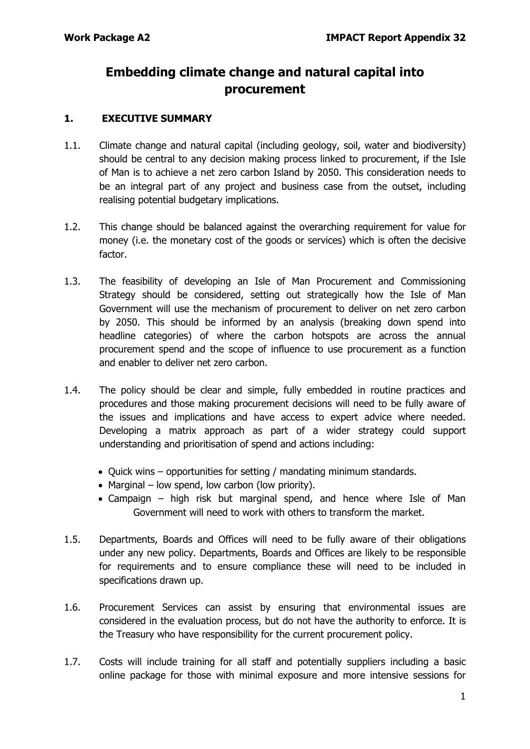# Embedding climate change and natural capital into procurement

## 1. EXECUTIVE SUMMARY

1.1. Climate change and natural capital (including geology, soil, water and biodiversity) should be central to any decision making process linked to procurement, if the Isle of Man is to achieve a net zero carbon Island by 2050. This consideration needs to be an integral part of any project and business case from the outset, including realising potential budgetary implications.

1.2. This change should be balanced against the overarching requirement for value for money (i.e. the monetary cost of the goods or services) which is often the decisive factor.

1.3. The feasibility of developing an Isle of Man Procurement and Commissioning Strategy should be considered, setting out strategically how the Isle of Man Government will use the mechanism of procurement to deliver on net zero carbon by 2050. This should be informed by an analysis (breaking down spend into headline categories) of where the carbon hotspots are across the annual procurement spend and the scope of influence to use procurement as a function and enabler to deliver net zero carbon.

1.4. The policy should be clear and simple, fully embedded in routine practices and procedures and those making procurement decisions will need to be fully aware of the issues and implications and have access to expert advice where needed. Developing a matrix approach as part of a wider strategy could support understanding and prioritisation of spend and actions including:

- Quick wins – opportunities for setting / mandating minimum standards.
- Marginal – low spend, low carbon (low priority).
- Campaign – high risk but marginal spend, and hence where Isle of Man Government will need to work with others to transform the market.

1.5. Departments, Boards and Offices will need to be fully aware of their obligations under any new policy. Departments, Boards and Offices are likely to be responsible for requirements and to ensure compliance these will need to be included in specifications drawn up.

1.6. Procurement Services can assist by ensuring that environmental issues are considered in the evaluation process, but do not have the authority to enforce. It is the Treasury who have responsibility for the current procurement policy.

1.7. Costs will include training for all staff and potentially suppliers including a basic online package for those with minimal exposure and more intensive sessions for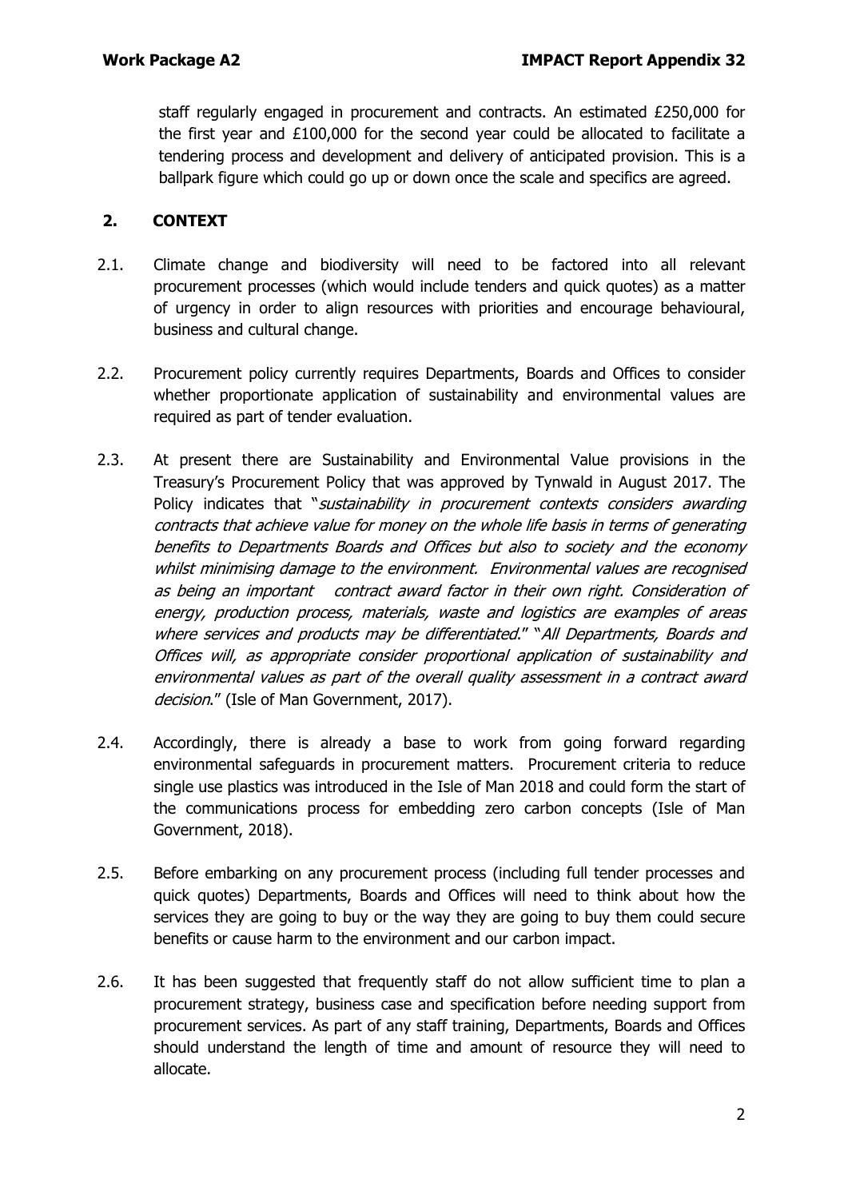staff regularly engaged in procurement and contracts. An estimated £250,000 for the first year and £100,000 for the second year could be allocated to facilitate a tendering process and development and delivery of anticipated provision. This is a ballpark figure which could go up or down once the scale and specifics are agreed.

## 2. CONTEXT

2.1. Climate change and biodiversity will need to be factored into all relevant procurement processes (which would include tenders and quick quotes) as a matter of urgency in order to align resources with priorities and encourage behavioural, business and cultural change.

2.2. Procurement policy currently requires Departments, Boards and Offices to consider whether proportionate application of sustainability and environmental values are required as part of tender evaluation.

2.3. At present there are Sustainability and Environmental Value provisions in the Treasury's Procurement Policy that was approved by Tynwald in August 2017. The Policy indicates that "*sustainability in procurement contexts considers awarding contracts that achieve value for money on the whole life basis in terms of generating benefits to Departments Boards and Offices but also to society and the economy whilst minimising damage to the environment. Environmental values are recognised as being an important contract award factor in their own right. Consideration of energy, production process, materials, waste and logistics are examples of areas where services and products may be differentiated.*" "*All Departments, Boards and Offices will, as appropriate consider proportional application of sustainability and environmental values as part of the overall quality assessment in a contract award decision.*" (Isle of Man Government, 2017).

2.4. Accordingly, there is already a base to work from going forward regarding environmental safeguards in procurement matters. Procurement criteria to reduce single use plastics was introduced in the Isle of Man 2018 and could form the start of the communications process for embedding zero carbon concepts (Isle of Man Government, 2018).

2.5. Before embarking on any procurement process (including full tender processes and quick quotes) Departments, Boards and Offices will need to think about how the services they are going to buy or the way they are going to buy them could secure benefits or cause harm to the environment and our carbon impact.

2.6. It has been suggested that frequently staff do not allow sufficient time to plan a procurement strategy, business case and specification before needing support from procurement services. As part of any staff training, Departments, Boards and Offices should understand the length of time and amount of resource they will need to allocate.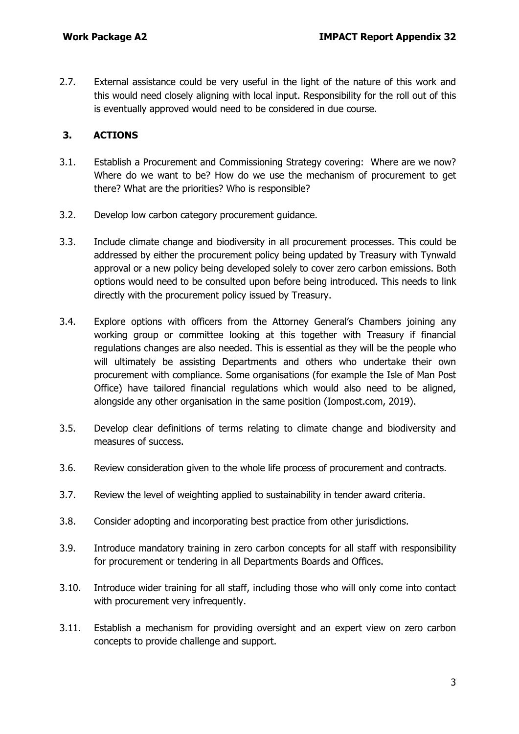2.7. External assistance could be very useful in the light of the nature of this work and this would need closely aligning with local input. Responsibility for the roll out of this is eventually approved would need to be considered in due course.

## 3. ACTIONS

3.1. Establish a Procurement and Commissioning Strategy covering: Where are we now? Where do we want to be? How do we use the mechanism of procurement to get there? What are the priorities? Who is responsible?

3.2. Develop low carbon category procurement guidance.

3.3. Include climate change and biodiversity in all procurement processes. This could be addressed by either the procurement policy being updated by Treasury with Tynwald approval or a new policy being developed solely to cover zero carbon emissions. Both options would need to be consulted upon before being introduced. This needs to link directly with the procurement policy issued by Treasury.

3.4. Explore options with officers from the Attorney General's Chambers joining any working group or committee looking at this together with Treasury if financial regulations changes are also needed. This is essential as they will be the people who will ultimately be assisting Departments and others who undertake their own procurement with compliance. Some organisations (for example the Isle of Man Post Office) have tailored financial regulations which would also need to be aligned, alongside any other organisation in the same position (Iompost.com, 2019).

3.5. Develop clear definitions of terms relating to climate change and biodiversity and measures of success.

3.6. Review consideration given to the whole life process of procurement and contracts.

3.7. Review the level of weighting applied to sustainability in tender award criteria.

3.8. Consider adopting and incorporating best practice from other jurisdictions.

3.9. Introduce mandatory training in zero carbon concepts for all staff with responsibility for procurement or tendering in all Departments Boards and Offices.

3.10. Introduce wider training for all staff, including those who will only come into contact with procurement very infrequently.

3.11. Establish a mechanism for providing oversight and an expert view on zero carbon concepts to provide challenge and support.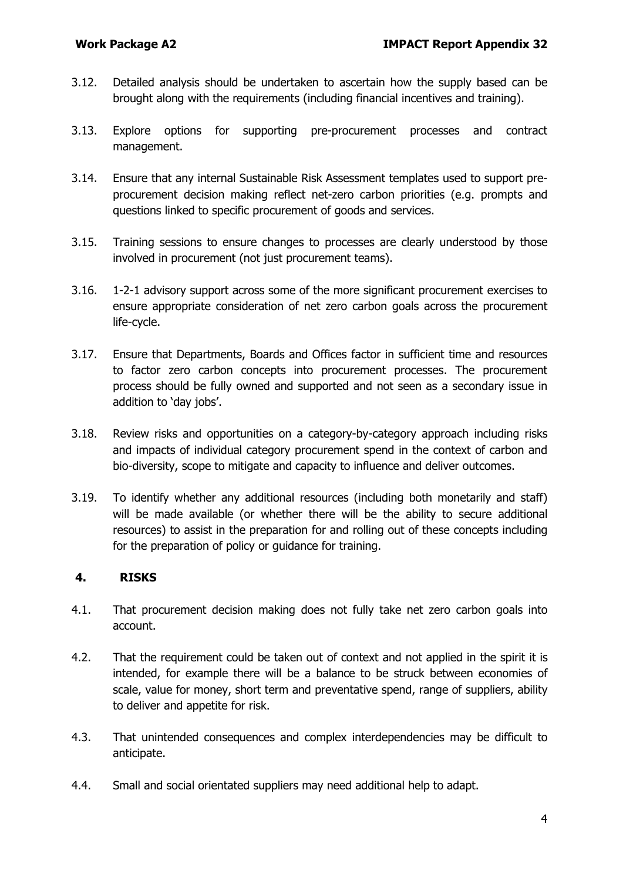3.12. Detailed analysis should be undertaken to ascertain how the supply based can be brought along with the requirements (including financial incentives and training).

3.13. Explore options for supporting pre-procurement processes and contract management.

3.14. Ensure that any internal Sustainable Risk Assessment templates used to support pre-procurement decision making reflect net-zero carbon priorities (e.g. prompts and questions linked to specific procurement of goods and services.

3.15. Training sessions to ensure changes to processes are clearly understood by those involved in procurement (not just procurement teams).

3.16. 1-2-1 advisory support across some of the more significant procurement exercises to ensure appropriate consideration of net zero carbon goals across the procurement life-cycle.

3.17. Ensure that Departments, Boards and Offices factor in sufficient time and resources to factor zero carbon concepts into procurement processes. The procurement process should be fully owned and supported and not seen as a secondary issue in addition to 'day jobs'.

3.18. Review risks and opportunities on a category-by-category approach including risks and impacts of individual category procurement spend in the context of carbon and bio-diversity, scope to mitigate and capacity to influence and deliver outcomes.

3.19. To identify whether any additional resources (including both monetarily and staff) will be made available (or whether there will be the ability to secure additional resources) to assist in the preparation for and rolling out of these concepts including for the preparation of policy or guidance for training.

## 4. RISKS

4.1. That procurement decision making does not fully take net zero carbon goals into account.

4.2. That the requirement could be taken out of context and not applied in the spirit it is intended, for example there will be a balance to be struck between economies of scale, value for money, short term and preventative spend, range of suppliers, ability to deliver and appetite for risk.

4.3. That unintended consequences and complex interdependencies may be difficult to anticipate.

4.4. Small and social orientated suppliers may need additional help to adapt.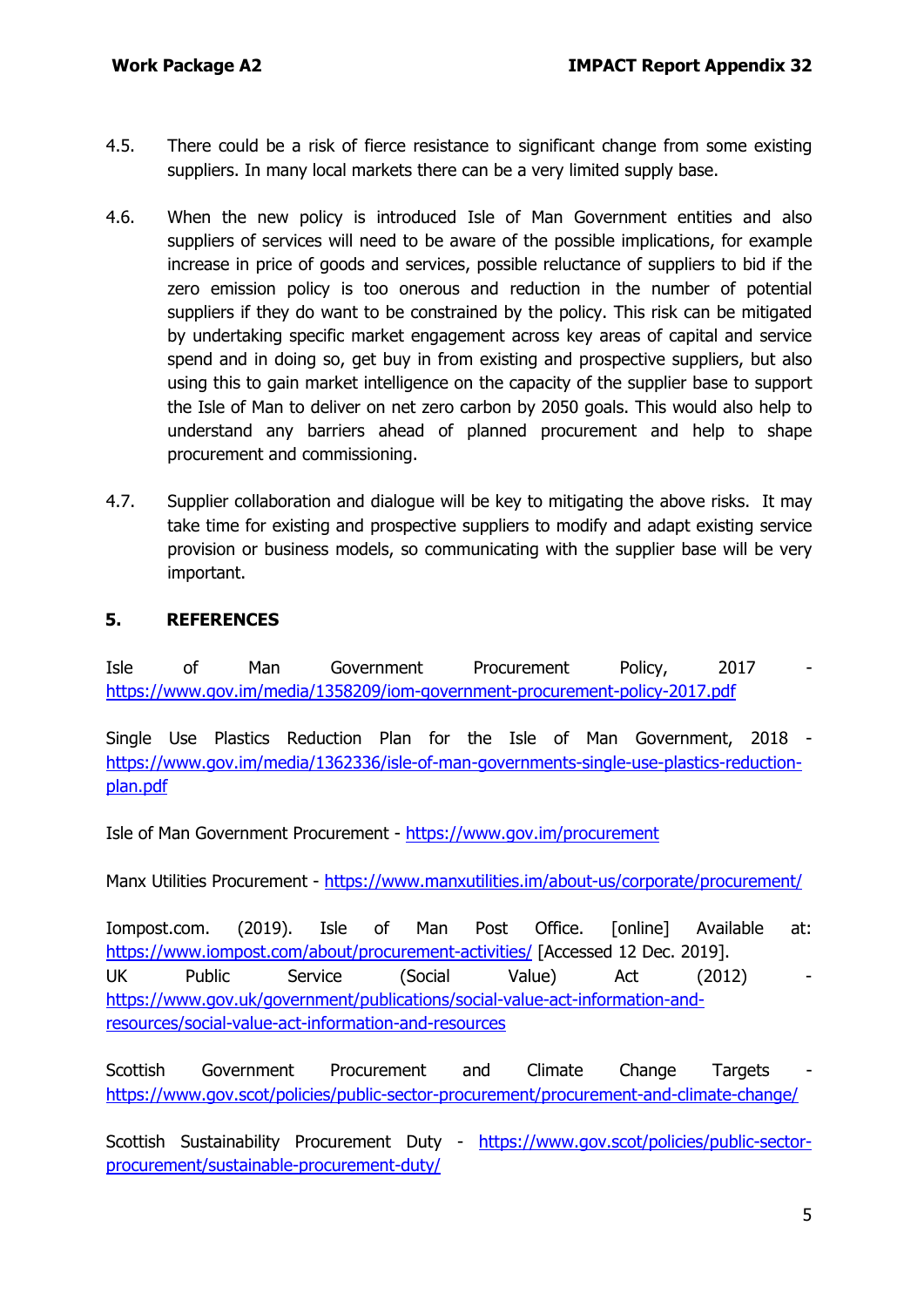4.5. There could be a risk of fierce resistance to significant change from some existing suppliers. In many local markets there can be a very limited supply base.

4.6. When the new policy is introduced Isle of Man Government entities and also suppliers of services will need to be aware of the possible implications, for example increase in price of goods and services, possible reluctance of suppliers to bid if the zero emission policy is too onerous and reduction in the number of potential suppliers if they do want to be constrained by the policy. This risk can be mitigated by undertaking specific market engagement across key areas of capital and service spend and in doing so, get buy in from existing and prospective suppliers, but also using this to gain market intelligence on the capacity of the supplier base to support the Isle of Man to deliver on net zero carbon by 2050 goals. This would also help to understand any barriers ahead of planned procurement and help to shape procurement and commissioning.

4.7. Supplier collaboration and dialogue will be key to mitigating the above risks. It may take time for existing and prospective suppliers to modify and adapt existing service provision or business models, so communicating with the supplier base will be very important.

## 5. REFERENCES

Isle of Man Government Procurement Policy, 2017 - https://www.gov.im/media/1358209/iom-government-procurement-policy-2017.pdf

Single Use Plastics Reduction Plan for the Isle of Man Government, 2018 - https://www.gov.im/media/1362336/isle-of-man-governments-single-use-plastics-reduction-plan.pdf

Isle of Man Government Procurement - https://www.gov.im/procurement

Manx Utilities Procurement - https://www.manxutilities.im/about-us/corporate/procurement/

Iompost.com. (2019). Isle of Man Post Office. [online] Available at: https://www.iompost.com/about/procurement-activities/ [Accessed 12 Dec. 2019].
UK Public Service (Social Value) Act (2012) - https://www.gov.uk/government/publications/social-value-act-information-and-resources/social-value-act-information-and-resources

Scottish Government Procurement and Climate Change Targets - https://www.gov.scot/policies/public-sector-procurement/procurement-and-climate-change/

Scottish Sustainability Procurement Duty - https://www.gov.scot/policies/public-sector-procurement/sustainable-procurement-duty/